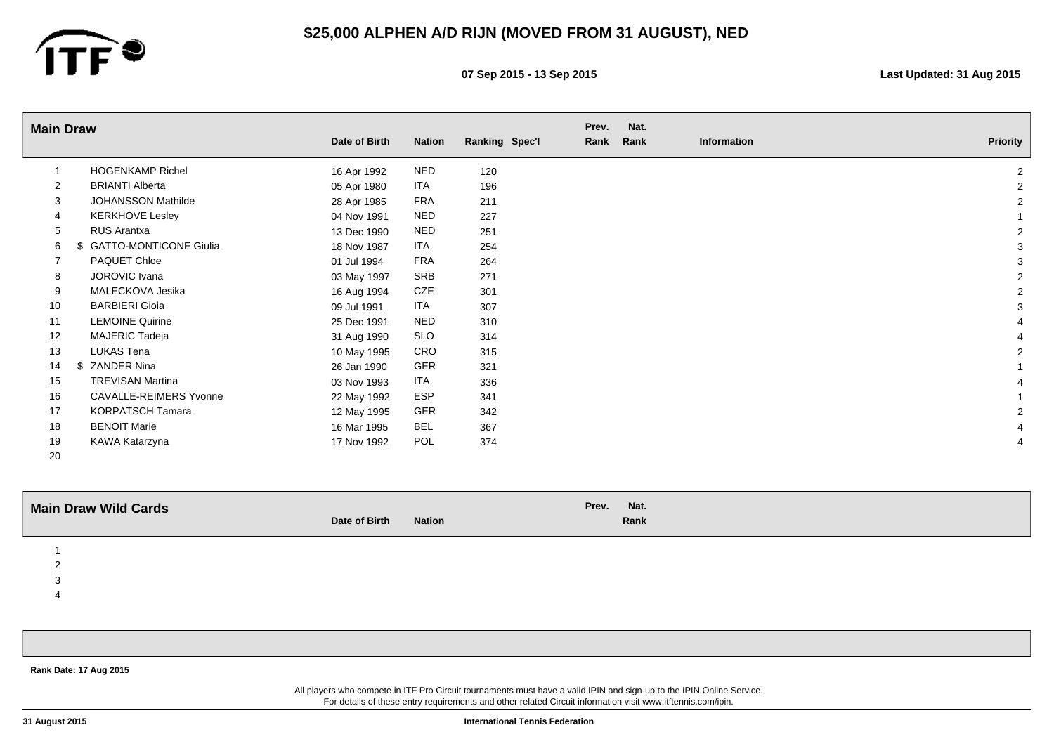# $25,000 ALPHEN A/D RIJN (MOVED FROM 31 AUGUST), NED

**07 Sep 2015 - 13 Sep 2015**

**Last Updated: 31 Aug 2015**

## Main Draw

| # | | Name | Date of Birth | Nation | Ranking | Spec'l | Prev. Rank | Nat. Rank | Information | Priority |
|---|---|---|---|---|---|---|---|---|---|---|
| 1 | | HOGENKAMP Richel | 16 Apr 1992 | NED | 120 | | | | | 2 |
| 2 | | BRIANTI Alberta | 05 Apr 1980 | ITA | 196 | | | | | 2 |
| 3 | | JOHANSSON Mathilde | 28 Apr 1985 | FRA | 211 | | | | | 2 |
| 4 | | KERKHOVE Lesley | 04 Nov 1991 | NED | 227 | | | | | 1 |
| 5 | | RUS Arantxa | 13 Dec 1990 | NED | 251 | | | | | 2 |
| 6 | $ | GATTO-MONTICONE Giulia | 18 Nov 1987 | ITA | 254 | | | | | 3 |
| 7 | | PAQUET Chloe | 01 Jul 1994 | FRA | 264 | | | | | 3 |
| 8 | | JOROVIC Ivana | 03 May 1997 | SRB | 271 | | | | | 2 |
| 9 | | MALECKOVA Jesika | 16 Aug 1994 | CZE | 301 | | | | | 2 |
| 10 | | BARBIERI Gioia | 09 Jul 1991 | ITA | 307 | | | | | 3 |
| 11 | | LEMOINE Quirine | 25 Dec 1991 | NED | 310 | | | | | 4 |
| 12 | | MAJERIC Tadeja | 31 Aug 1990 | SLO | 314 | | | | | 4 |
| 13 | | LUKAS Tena | 10 May 1995 | CRO | 315 | | | | | 2 |
| 14 | $ | ZANDER Nina | 26 Jan 1990 | GER | 321 | | | | | 1 |
| 15 | | TREVISAN Martina | 03 Nov 1993 | ITA | 336 | | | | | 4 |
| 16 | | CAVALLE-REIMERS Yvonne | 22 May 1992 | ESP | 341 | | | | | 1 |
| 17 | | KORPATSCH Tamara | 12 May 1995 | GER | 342 | | | | | 2 |
| 18 | | BENOIT Marie | 16 Mar 1995 | BEL | 367 | | | | | 4 |
| 19 | | KAWA Katarzyna | 17 Nov 1992 | POL | 374 | | | | | 4 |
| 20 | | | | | | | | | | |

## Main Draw Wild Cards

| # | Name | Date of Birth | Nation | Prev. | Nat. Rank |
|---|---|---|---|---|---|
| 1 | | | | | |
| 2 | | | | | |
| 3 | | | | | |
| 4 | | | | | |

**Rank Date: 17 Aug 2015**

All players who compete in ITF Pro Circuit tournaments must have a valid IPIN and sign-up to the IPIN Online Service.
For details of these entry requirements and other related Circuit information visit www.itftennis.com/ipin.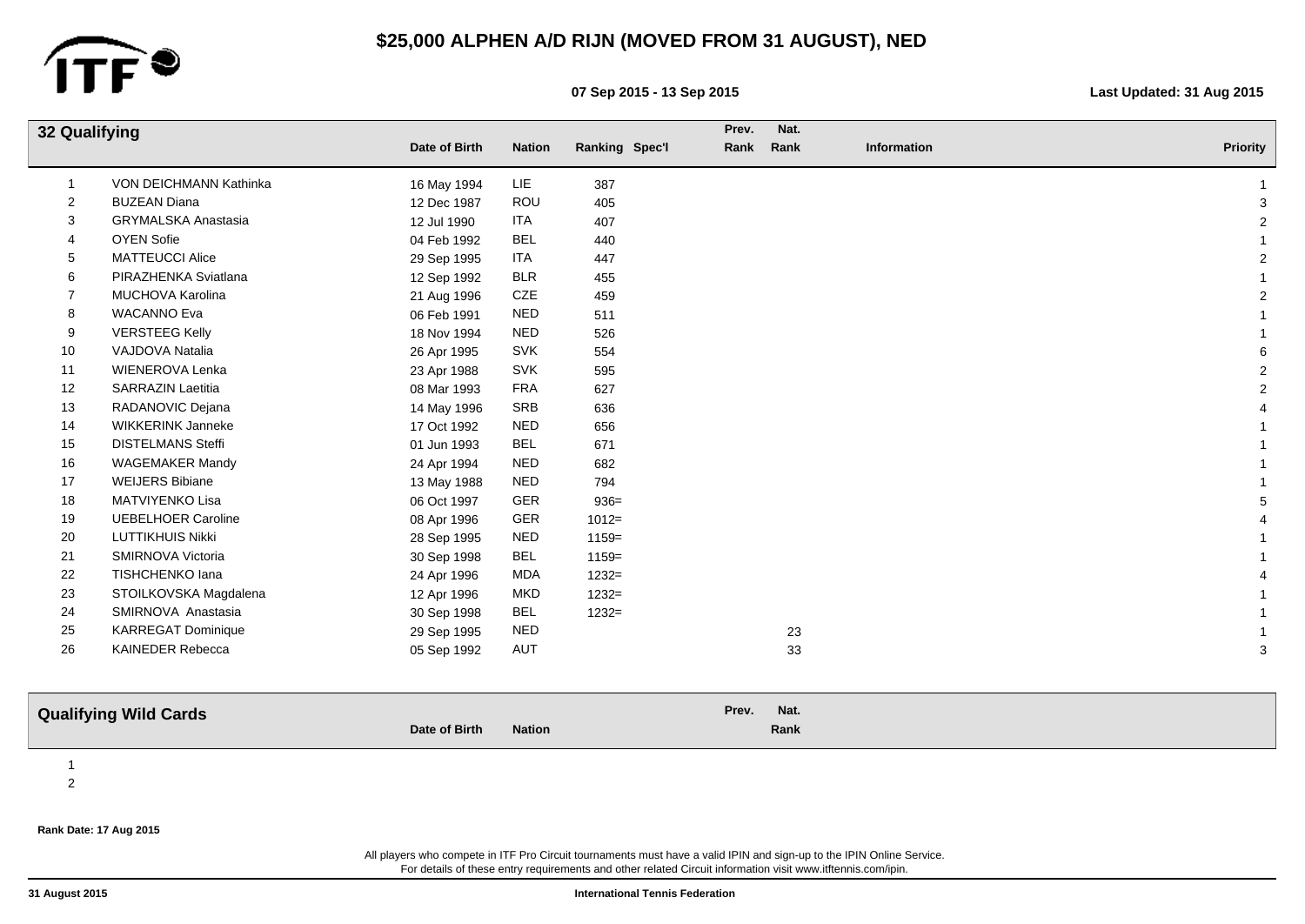# $25,000 ALPHEN A/D RIJN (MOVED FROM 31 AUGUST), NED

**07 Sep 2015 - 13 Sep 2015**

**Last Updated: 31 Aug 2015**

## 32 Qualifying

| | | Date of Birth | Nation | Ranking | Spec'l | Prev. Rank | Nat. Rank | Information | Priority |
|---|---|---|---|---|---|---|---|---|---|
| 1 | VON DEICHMANN Kathinka | 16 May 1994 | LIE | 387 | | | | | 1 |
| 2 | BUZEAN Diana | 12 Dec 1987 | ROU | 405 | | | | | 3 |
| 3 | GRYMALSKA Anastasia | 12 Jul 1990 | ITA | 407 | | | | | 2 |
| 4 | OYEN Sofie | 04 Feb 1992 | BEL | 440 | | | | | 1 |
| 5 | MATTEUCCI Alice | 29 Sep 1995 | ITA | 447 | | | | | 2 |
| 6 | PIRAZHENKA Sviatlana | 12 Sep 1992 | BLR | 455 | | | | | 1 |
| 7 | MUCHOVA Karolina | 21 Aug 1996 | CZE | 459 | | | | | 2 |
| 8 | WACANNO Eva | 06 Feb 1991 | NED | 511 | | | | | 1 |
| 9 | VERSTEEG Kelly | 18 Nov 1994 | NED | 526 | | | | | 1 |
| 10 | VAJDOVA Natalia | 26 Apr 1995 | SVK | 554 | | | | | 6 |
| 11 | WIENEROVA Lenka | 23 Apr 1988 | SVK | 595 | | | | | 2 |
| 12 | SARRAZIN Laetitia | 08 Mar 1993 | FRA | 627 | | | | | 2 |
| 13 | RADANOVIC Dejana | 14 May 1996 | SRB | 636 | | | | | 4 |
| 14 | WIKKERINK Janneke | 17 Oct 1992 | NED | 656 | | | | | 1 |
| 15 | DISTELMANS Steffi | 01 Jun 1993 | BEL | 671 | | | | | 1 |
| 16 | WAGEMAKER Mandy | 24 Apr 1994 | NED | 682 | | | | | 1 |
| 17 | WEIJERS Bibiane | 13 May 1988 | NED | 794 | | | | | 1 |
| 18 | MATVIYENKO Lisa | 06 Oct 1997 | GER | 936= | | | | | 5 |
| 19 | UEBELHOER Caroline | 08 Apr 1996 | GER | 1012= | | | | | 4 |
| 20 | LUTTIKHUIS Nikki | 28 Sep 1995 | NED | 1159= | | | | | 1 |
| 21 | SMIRNOVA Victoria | 30 Sep 1998 | BEL | 1159= | | | | | 1 |
| 22 | TISHCHENKO Iana | 24 Apr 1996 | MDA | 1232= | | | | | 4 |
| 23 | STOILKOVSKA Magdalena | 12 Apr 1996 | MKD | 1232= | | | | | 1 |
| 24 | SMIRNOVA Anastasia | 30 Sep 1998 | BEL | 1232= | | | | | 1 |
| 25 | KARREGAT Dominique | 29 Sep 1995 | NED | | | | 23 | | 1 |
| 26 | KAINEDER Rebecca | 05 Sep 1992 | AUT | | | | 33 | | 3 |

## Qualifying Wild Cards

| | | Date of Birth | Nation | Prev. | Nat. Rank |
|---|---|---|---|---|---|
| 1 | | | | | |
| 2 | | | | | |

**Rank Date: 17 Aug 2015**

All players who compete in ITF Pro Circuit tournaments must have a valid IPIN and sign-up to the IPIN Online Service.
For details of these entry requirements and other related Circuit information visit www.itftennis.com/ipin.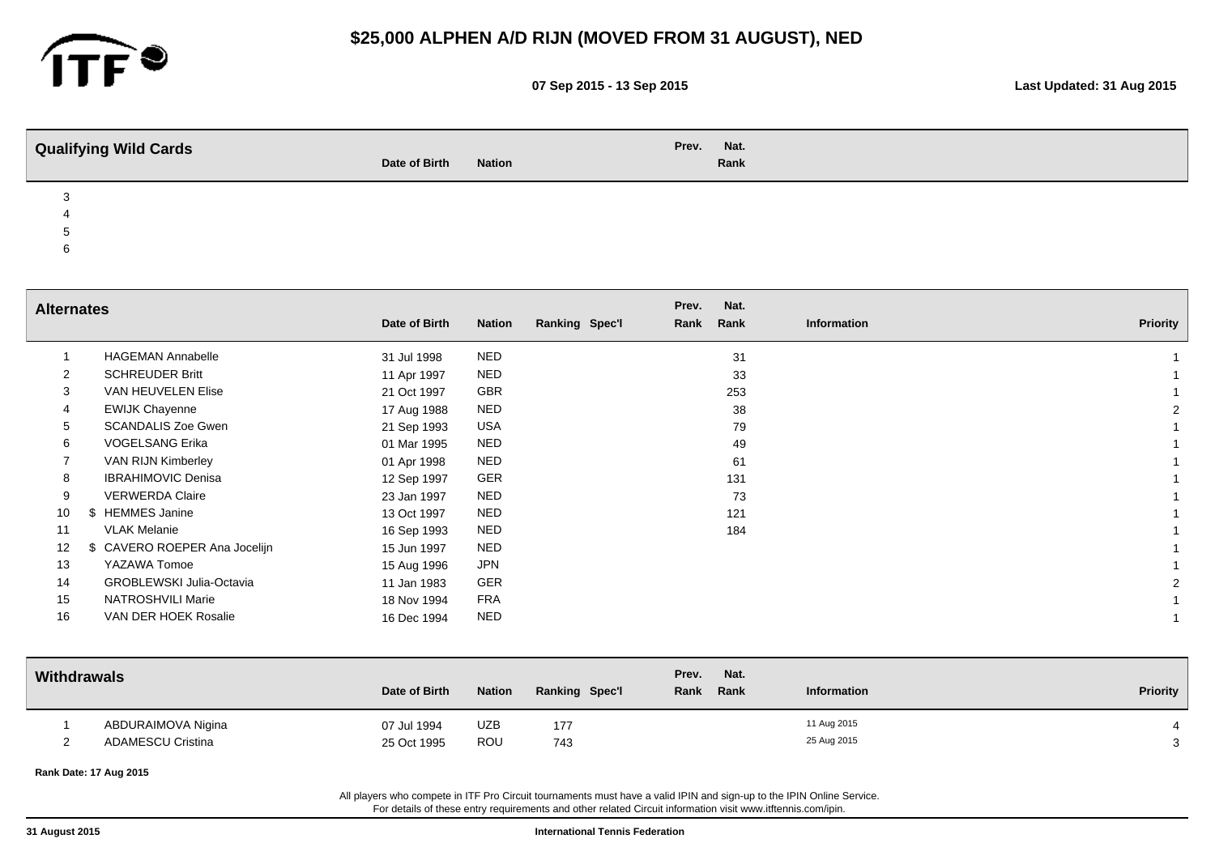# $25,000 ALPHEN A/D RIJN (MOVED FROM 31 AUGUST), NED

**07 Sep 2015 - 13 Sep 2015**

**Last Updated: 31 Aug 2015**

## Qualifying Wild Cards

| | | Date of Birth | Nation | Prev. | Nat. Rank |
|---|---|---|---|---|---|
| 3 | | | | | |
| 4 | | | | | |
| 5 | | | | | |
| 6 | | | | | |

## Alternates

| | | Date of Birth | Nation | Ranking | Spec'l | Prev. Rank | Nat. Rank | Information | Priority |
|---|---|---|---|---|---|---|---|---|---|
| 1 | HAGEMAN Annabelle | 31 Jul 1998 | NED | | | | 31 | | 1 |
| 2 | SCHREUDER Britt | 11 Apr 1997 | NED | | | | 33 | | 1 |
| 3 | VAN HEUVELEN Elise | 21 Oct 1997 | GBR | | | | 253 | | 1 |
| 4 | EWIJK Chayenne | 17 Aug 1988 | NED | | | | 38 | | 2 |
| 5 | SCANDALIS Zoe Gwen | 21 Sep 1993 | USA | | | | 79 | | 1 |
| 6 | VOGELSANG Erika | 01 Mar 1995 | NED | | | | 49 | | 1 |
| 7 | VAN RIJN Kimberley | 01 Apr 1998 | NED | | | | 61 | | 1 |
| 8 | IBRAHIMOVIC Denisa | 12 Sep 1997 | GER | | | | 131 | | 1 |
| 9 | VERWERDA Claire | 23 Jan 1997 | NED | | | | 73 | | 1 |
| 10 | $ HEMMES Janine | 13 Oct 1997 | NED | | | | 121 | | 1 |
| 11 | VLAK Melanie | 16 Sep 1993 | NED | | | | 184 | | 1 |
| 12 | $ CAVERO ROEPER Ana Jocelijn | 15 Jun 1997 | NED | | | | | | 1 |
| 13 | YAZAWA Tomoe | 15 Aug 1996 | JPN | | | | | | 1 |
| 14 | GROBLEWSKI Julia-Octavia | 11 Jan 1983 | GER | | | | | | 2 |
| 15 | NATROSHVILI Marie | 18 Nov 1994 | FRA | | | | | | 1 |
| 16 | VAN DER HOEK Rosalie | 16 Dec 1994 | NED | | | | | | 1 |

## Withdrawals

| | | Date of Birth | Nation | Ranking | Spec'l | Prev. Rank | Nat. Rank | Information | Priority |
|---|---|---|---|---|---|---|---|---|---|
| 1 | ABDURAIMOVA Nigina | 07 Jul 1994 | UZB | 177 | | | | 11 Aug 2015 | 4 |
| 2 | ADAMESCU Cristina | 25 Oct 1995 | ROU | 743 | | | | 25 Aug 2015 | 3 |

**Rank Date: 17 Aug 2015**

All players who compete in ITF Pro Circuit tournaments must have a valid IPIN and sign-up to the IPIN Online Service.
For details of these entry requirements and other related Circuit information visit www.itftennis.com/ipin.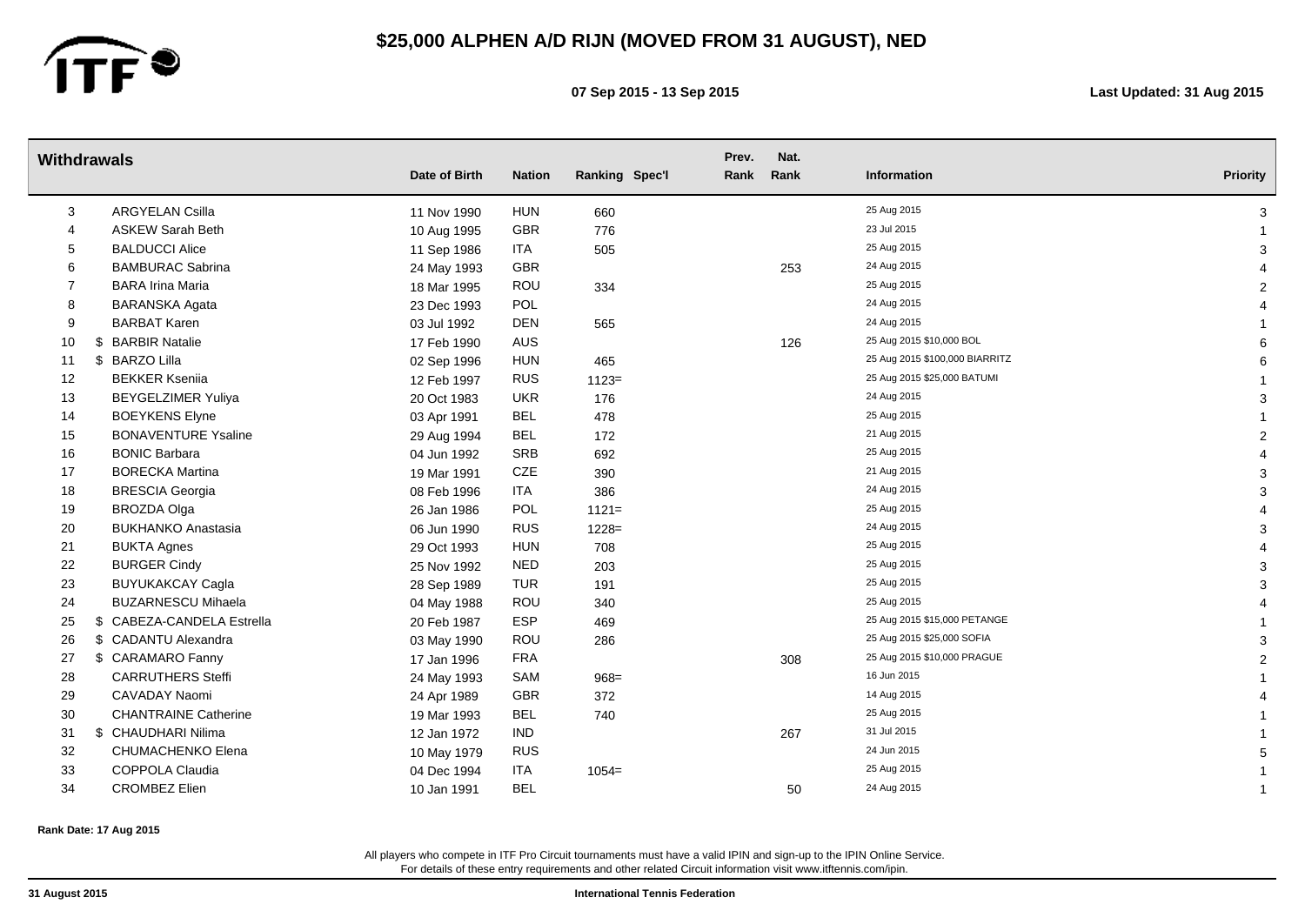# $25,000 ALPHEN A/D RIJN (MOVED FROM 31 AUGUST), NED

**07 Sep 2015 - 13 Sep 2015**

**Last Updated: 31 Aug 2015**

## Withdrawals

| # | | Name | Date of Birth | Nation | Ranking | Spec'l | Prev. Rank | Nat. Rank | Information | Priority |
|---|---|---|---|---|---|---|---|---|---|---|
| 3 | | ARGYELAN Csilla | 11 Nov 1990 | HUN | 660 | | | | 25 Aug 2015 | 3 |
| 4 | | ASKEW Sarah Beth | 10 Aug 1995 | GBR | 776 | | | | 23 Jul 2015 | 1 |
| 5 | | BALDUCCI Alice | 11 Sep 1986 | ITA | 505 | | | | 25 Aug 2015 | 3 |
| 6 | | BAMBURAC Sabrina | 24 May 1993 | GBR | | | | 253 | 24 Aug 2015 | 4 |
| 7 | | BARA Irina Maria | 18 Mar 1995 | ROU | 334 | | | | 25 Aug 2015 | 2 |
| 8 | | BARANSKA Agata | 23 Dec 1993 | POL | | | | | 24 Aug 2015 | 4 |
| 9 | | BARBAT Karen | 03 Jul 1992 | DEN | 565 | | | | 24 Aug 2015 | 1 |
| 10 | $ | BARBIR Natalie | 17 Feb 1990 | AUS | | | | 126 | 25 Aug 2015 $10,000 BOL | 6 |
| 11 | $ | BARZO Lilla | 02 Sep 1996 | HUN | 465 | | | | 25 Aug 2015 $100,000 BIARRITZ | 6 |
| 12 | | BEKKER Kseniia | 12 Feb 1997 | RUS | 1123= | | | | 25 Aug 2015 $25,000 BATUMI | 1 |
| 13 | | BEYGELZIMER Yuliya | 20 Oct 1983 | UKR | 176 | | | | 24 Aug 2015 | 3 |
| 14 | | BOEYKENS Elyne | 03 Apr 1991 | BEL | 478 | | | | 25 Aug 2015 | 1 |
| 15 | | BONAVENTURE Ysaline | 29 Aug 1994 | BEL | 172 | | | | 21 Aug 2015 | 2 |
| 16 | | BONIC Barbara | 04 Jun 1992 | SRB | 692 | | | | 25 Aug 2015 | 4 |
| 17 | | BORECKA Martina | 19 Mar 1991 | CZE | 390 | | | | 21 Aug 2015 | 3 |
| 18 | | BRESCIA Georgia | 08 Feb 1996 | ITA | 386 | | | | 24 Aug 2015 | 3 |
| 19 | | BROZDA Olga | 26 Jan 1986 | POL | 1121= | | | | 25 Aug 2015 | 4 |
| 20 | | BUKHANKO Anastasia | 06 Jun 1990 | RUS | 1228= | | | | 24 Aug 2015 | 3 |
| 21 | | BUKTA Agnes | 29 Oct 1993 | HUN | 708 | | | | 25 Aug 2015 | 4 |
| 22 | | BURGER Cindy | 25 Nov 1992 | NED | 203 | | | | 25 Aug 2015 | 3 |
| 23 | | BUYUKAKCAY Cagla | 28 Sep 1989 | TUR | 191 | | | | 25 Aug 2015 | 3 |
| 24 | | BUZARNESCU Mihaela | 04 May 1988 | ROU | 340 | | | | 25 Aug 2015 | 4 |
| 25 | $ | CABEZA-CANDELA Estrella | 20 Feb 1987 | ESP | 469 | | | | 25 Aug 2015 $15,000 PETANGE | 1 |
| 26 | $ | CADANTU Alexandra | 03 May 1990 | ROU | 286 | | | | 25 Aug 2015 $25,000 SOFIA | 3 |
| 27 | $ | CARAMARO Fanny | 17 Jan 1996 | FRA | | | | 308 | 25 Aug 2015 $10,000 PRAGUE | 2 |
| 28 | | CARRUTHERS Steffi | 24 May 1993 | SAM | 968= | | | | 16 Jun 2015 | 1 |
| 29 | | CAVADAY Naomi | 24 Apr 1989 | GBR | 372 | | | | 14 Aug 2015 | 4 |
| 30 | | CHANTRAINE Catherine | 19 Mar 1993 | BEL | 740 | | | | 25 Aug 2015 | 1 |
| 31 | $ | CHAUDHARI Nilima | 12 Jan 1972 | IND | | | | 267 | 31 Jul 2015 | 1 |
| 32 | | CHUMACHENKO Elena | 10 May 1979 | RUS | | | | | 24 Jun 2015 | 5 |
| 33 | | COPPOLA Claudia | 04 Dec 1994 | ITA | 1054= | | | | 25 Aug 2015 | 1 |
| 34 | | CROMBEZ Elien | 10 Jan 1991 | BEL | | | | 50 | 24 Aug 2015 | 1 |

**Rank Date: 17 Aug 2015**

All players who compete in ITF Pro Circuit tournaments must have a valid IPIN and sign-up to the IPIN Online Service.
For details of these entry requirements and other related Circuit information visit www.itftennis.com/ipin.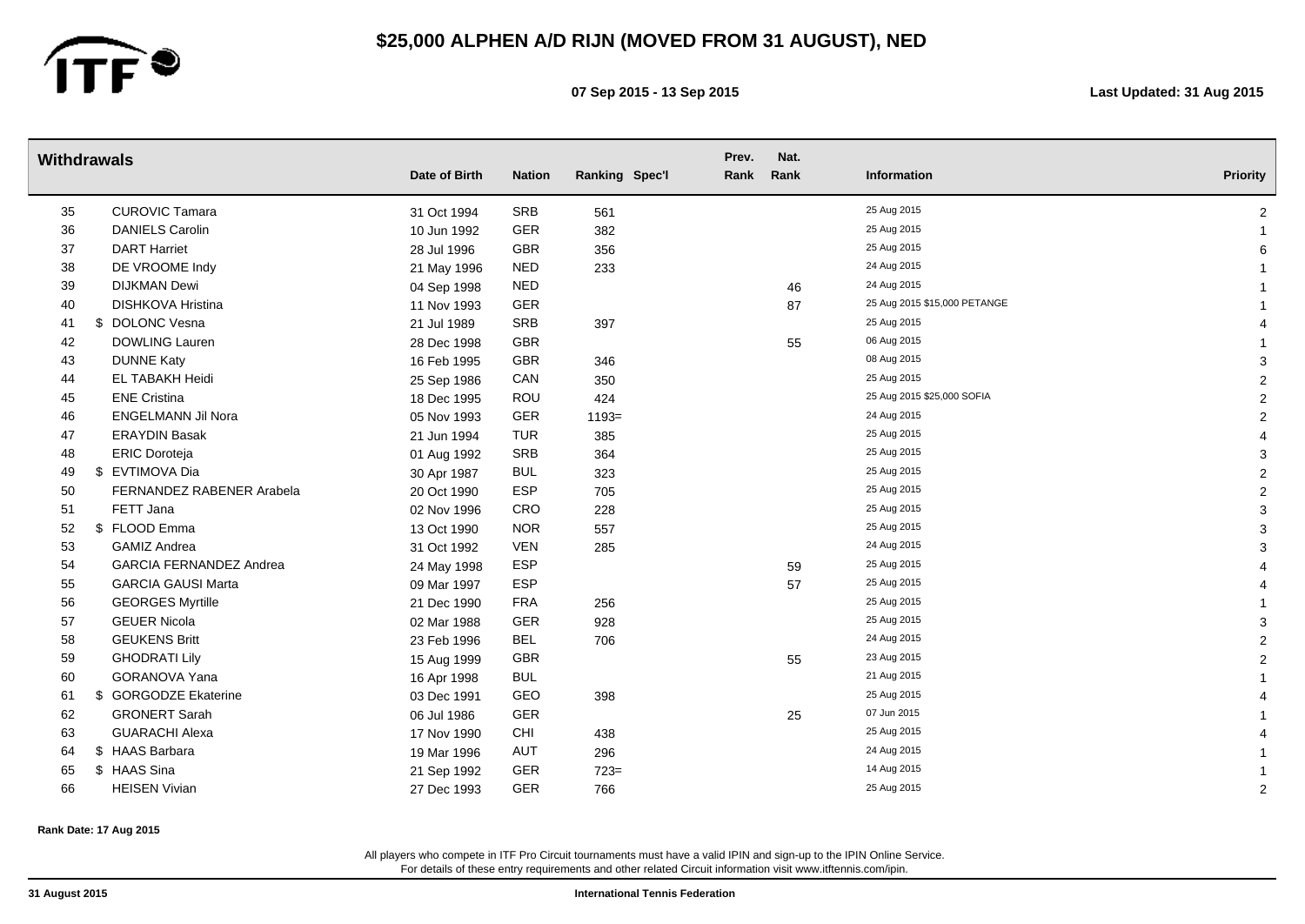# $25,000 ALPHEN A/D RIJN (MOVED FROM 31 AUGUST), NED

**07 Sep 2015 - 13 Sep 2015**

**Last Updated: 31 Aug 2015**

## Withdrawals

| # | | Name | Date of Birth | Nation | Ranking | Spec'l | Prev. Rank | Nat. Rank | Information | Priority |
|---|---|---|---|---|---|---|---|---|---|---|
| 35 | | CUROVIC Tamara | 31 Oct 1994 | SRB | 561 | | | | 25 Aug 2015 | 2 |
| 36 | | DANIELS Carolin | 10 Jun 1992 | GER | 382 | | | | 25 Aug 2015 | 1 |
| 37 | | DART Harriet | 28 Jul 1996 | GBR | 356 | | | | 25 Aug 2015 | 6 |
| 38 | | DE VROOME Indy | 21 May 1996 | NED | 233 | | | | 24 Aug 2015 | 1 |
| 39 | | DIJKMAN Dewi | 04 Sep 1998 | NED | | | | 46 | 24 Aug 2015 | 1 |
| 40 | | DISHKOVA Hristina | 11 Nov 1993 | GER | | | | 87 | 25 Aug 2015 $15,000 PETANGE | 1 |
| 41 | $ | DOLONC Vesna | 21 Jul 1989 | SRB | 397 | | | | 25 Aug 2015 | 4 |
| 42 | | DOWLING Lauren | 28 Dec 1998 | GBR | | | | 55 | 06 Aug 2015 | 1 |
| 43 | | DUNNE Katy | 16 Feb 1995 | GBR | 346 | | | | 08 Aug 2015 | 3 |
| 44 | | EL TABAKH Heidi | 25 Sep 1986 | CAN | 350 | | | | 25 Aug 2015 | 2 |
| 45 | | ENE Cristina | 18 Dec 1995 | ROU | 424 | | | | 25 Aug 2015 $25,000 SOFIA | 2 |
| 46 | | ENGELMANN Jil Nora | 05 Nov 1993 | GER | 1193= | | | | 24 Aug 2015 | 2 |
| 47 | | ERAYDIN Basak | 21 Jun 1994 | TUR | 385 | | | | 25 Aug 2015 | 4 |
| 48 | | ERIC Doroteja | 01 Aug 1992 | SRB | 364 | | | | 25 Aug 2015 | 3 |
| 49 | $ | EVTIMOVA Dia | 30 Apr 1987 | BUL | 323 | | | | 25 Aug 2015 | 2 |
| 50 | | FERNANDEZ RABENER Arabela | 20 Oct 1990 | ESP | 705 | | | | 25 Aug 2015 | 2 |
| 51 | | FETT Jana | 02 Nov 1996 | CRO | 228 | | | | 25 Aug 2015 | 3 |
| 52 | $ | FLOOD Emma | 13 Oct 1990 | NOR | 557 | | | | 25 Aug 2015 | 3 |
| 53 | | GAMIZ Andrea | 31 Oct 1992 | VEN | 285 | | | | 24 Aug 2015 | 3 |
| 54 | | GARCIA FERNANDEZ Andrea | 24 May 1998 | ESP | | | | 59 | 25 Aug 2015 | 4 |
| 55 | | GARCIA GAUSI Marta | 09 Mar 1997 | ESP | | | | 57 | 25 Aug 2015 | 4 |
| 56 | | GEORGES Myrtille | 21 Dec 1990 | FRA | 256 | | | | 25 Aug 2015 | 1 |
| 57 | | GEUER Nicola | 02 Mar 1988 | GER | 928 | | | | 25 Aug 2015 | 3 |
| 58 | | GEUKENS Britt | 23 Feb 1996 | BEL | 706 | | | | 24 Aug 2015 | 2 |
| 59 | | GHODRATI Lily | 15 Aug 1999 | GBR | | | | 55 | 23 Aug 2015 | 2 |
| 60 | | GORANOVA Yana | 16 Apr 1998 | BUL | | | | | 21 Aug 2015 | 1 |
| 61 | $ | GORGODZE Ekaterine | 03 Dec 1991 | GEO | 398 | | | | 25 Aug 2015 | 4 |
| 62 | | GRONERT Sarah | 06 Jul 1986 | GER | | | | 25 | 07 Jun 2015 | 1 |
| 63 | | GUARACHI Alexa | 17 Nov 1990 | CHI | 438 | | | | 25 Aug 2015 | 4 |
| 64 | $ | HAAS Barbara | 19 Mar 1996 | AUT | 296 | | | | 24 Aug 2015 | 1 |
| 65 | $ | HAAS Sina | 21 Sep 1992 | GER | 723= | | | | 14 Aug 2015 | 1 |
| 66 | | HEISEN Vivian | 27 Dec 1993 | GER | 766 | | | | 25 Aug 2015 | 2 |

**Rank Date: 17 Aug 2015**

All players who compete in ITF Pro Circuit tournaments must have a valid IPIN and sign-up to the IPIN Online Service.
For details of these entry requirements and other related Circuit information visit www.itftennis.com/ipin.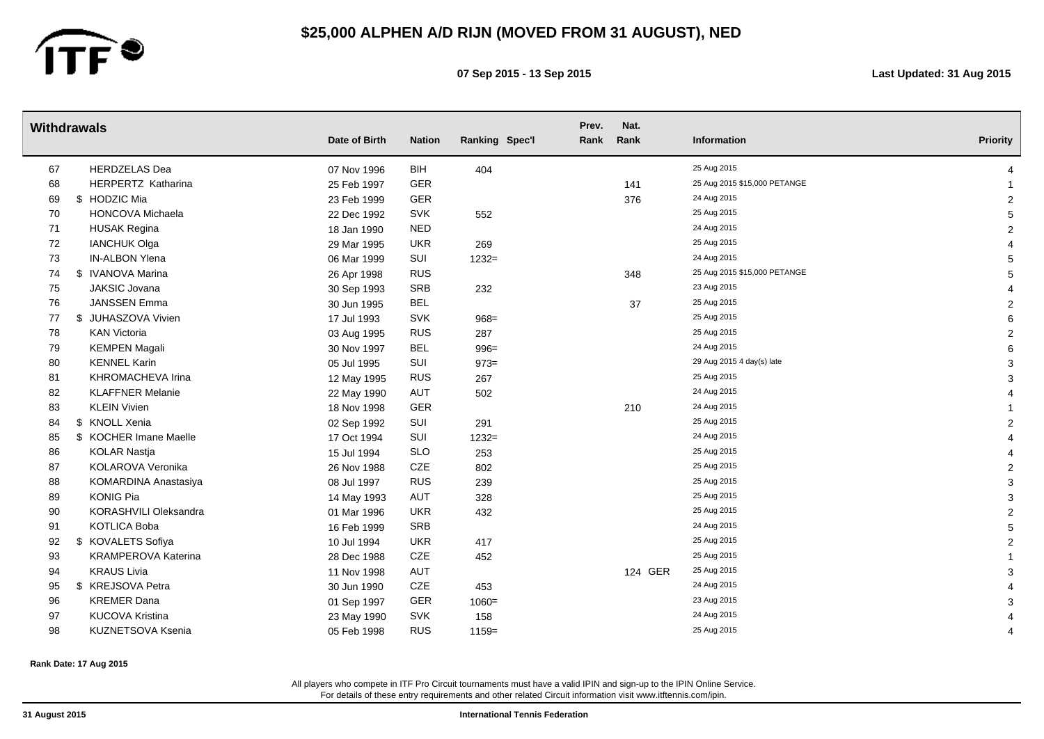# $25,000 ALPHEN A/D RIJN (MOVED FROM 31 AUGUST), NED

**07 Sep 2015 - 13 Sep 2015**

**Last Updated: 31 Aug 2015**

## Withdrawals

| # | | Name | Date of Birth | Nation | Ranking | Spec'l | Prev. Rank | Nat. Rank | Information | Priority |
|---|---|---|---|---|---|---|---|---|---|---|
| 67 | | HERDZELAS Dea | 07 Nov 1996 | BIH | 404 | | | | 25 Aug 2015 | 4 |
| 68 | | HERPERTZ Katharina | 25 Feb 1997 | GER | | | | 141 | 25 Aug 2015 $15,000 PETANGE | 1 |
| 69 | $ | HODZIC Mia | 23 Feb 1999 | GER | | | | 376 | 24 Aug 2015 | 2 |
| 70 | | HONCOVA Michaela | 22 Dec 1992 | SVK | 552 | | | | 25 Aug 2015 | 5 |
| 71 | | HUSAK Regina | 18 Jan 1990 | NED | | | | | 24 Aug 2015 | 2 |
| 72 | | IANCHUK Olga | 29 Mar 1995 | UKR | 269 | | | | 25 Aug 2015 | 4 |
| 73 | | IN-ALBON Ylena | 06 Mar 1999 | SUI | 1232= | | | | 24 Aug 2015 | 5 |
| 74 | $ | IVANOVA Marina | 26 Apr 1998 | RUS | | | | 348 | 25 Aug 2015 $15,000 PETANGE | 5 |
| 75 | | JAKSIC Jovana | 30 Sep 1993 | SRB | 232 | | | | 23 Aug 2015 | 4 |
| 76 | | JANSSEN Emma | 30 Jun 1995 | BEL | | | | 37 | 25 Aug 2015 | 2 |
| 77 | $ | JUHASZOVA Vivien | 17 Jul 1993 | SVK | 968= | | | | 25 Aug 2015 | 6 |
| 78 | | KAN Victoria | 03 Aug 1995 | RUS | 287 | | | | 25 Aug 2015 | 2 |
| 79 | | KEMPEN Magali | 30 Nov 1997 | BEL | 996= | | | | 24 Aug 2015 | 6 |
| 80 | | KENNEL Karin | 05 Jul 1995 | SUI | 973= | | | | 29 Aug 2015 4 day(s) late | 3 |
| 81 | | KHROMACHEVA Irina | 12 May 1995 | RUS | 267 | | | | 25 Aug 2015 | 3 |
| 82 | | KLAFFNER Melanie | 22 May 1990 | AUT | 502 | | | | 24 Aug 2015 | 4 |
| 83 | | KLEIN Vivien | 18 Nov 1998 | GER | | | | 210 | 24 Aug 2015 | 1 |
| 84 | $ | KNOLL Xenia | 02 Sep 1992 | SUI | 291 | | | | 25 Aug 2015 | 2 |
| 85 | $ | KOCHER Imane Maelle | 17 Oct 1994 | SUI | 1232= | | | | 24 Aug 2015 | 4 |
| 86 | | KOLAR Nastja | 15 Jul 1994 | SLO | 253 | | | | 25 Aug 2015 | 4 |
| 87 | | KOLAROVA Veronika | 26 Nov 1988 | CZE | 802 | | | | 25 Aug 2015 | 2 |
| 88 | | KOMARDINA Anastasiya | 08 Jul 1997 | RUS | 239 | | | | 25 Aug 2015 | 3 |
| 89 | | KONIG Pia | 14 May 1993 | AUT | 328 | | | | 25 Aug 2015 | 3 |
| 90 | | KORASHVILI Oleksandra | 01 Mar 1996 | UKR | 432 | | | | 25 Aug 2015 | 2 |
| 91 | | KOTLICA Boba | 16 Feb 1999 | SRB | | | | | 24 Aug 2015 | 5 |
| 92 | $ | KOVALETS Sofiya | 10 Jul 1994 | UKR | 417 | | | | 25 Aug 2015 | 2 |
| 93 | | KRAMPEROVA Katerina | 28 Dec 1988 | CZE | 452 | | | | 25 Aug 2015 | 1 |
| 94 | | KRAUS Livia | 11 Nov 1998 | AUT | | | | 124 GER | 25 Aug 2015 | 3 |
| 95 | $ | KREJSOVA Petra | 30 Jun 1990 | CZE | 453 | | | | 24 Aug 2015 | 4 |
| 96 | | KREMER Dana | 01 Sep 1997 | GER | 1060= | | | | 23 Aug 2015 | 3 |
| 97 | | KUCOVA Kristina | 23 May 1990 | SVK | 158 | | | | 24 Aug 2015 | 4 |
| 98 | | KUZNETSOVA Ksenia | 05 Feb 1998 | RUS | 1159= | | | | 25 Aug 2015 | 4 |

**Rank Date: 17 Aug 2015**

All players who compete in ITF Pro Circuit tournaments must have a valid IPIN and sign-up to the IPIN Online Service.
For details of these entry requirements and other related Circuit information visit www.itftennis.com/ipin.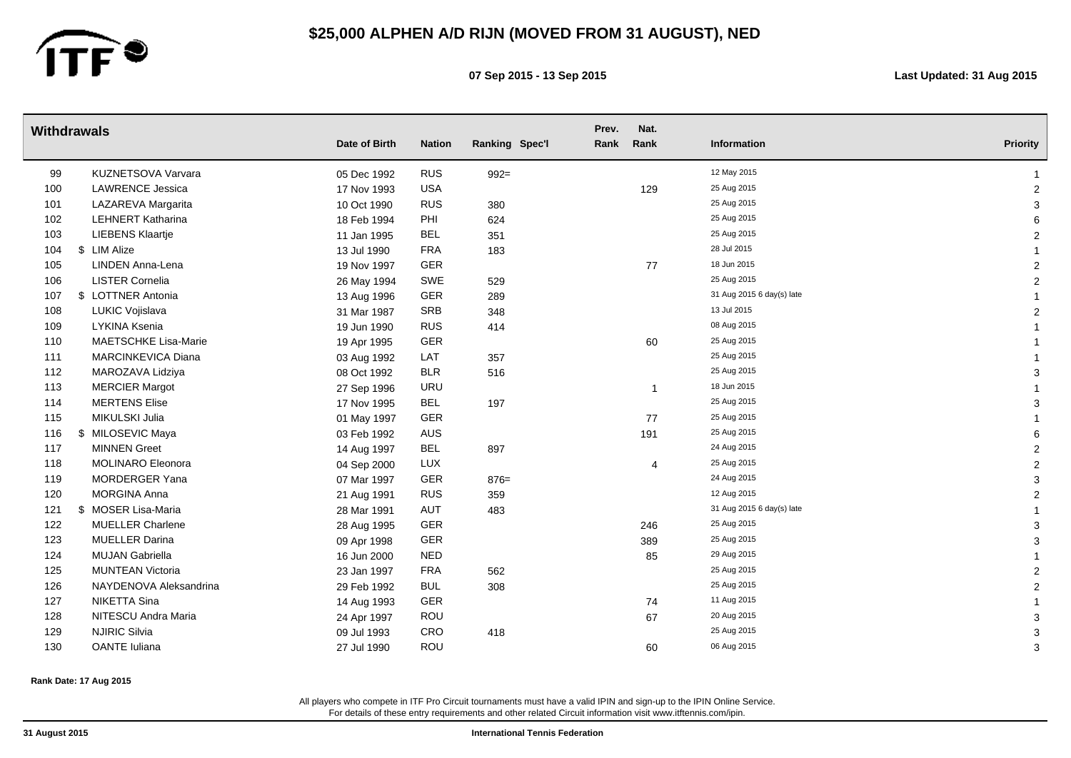# $25,000 ALPHEN A/D RIJN (MOVED FROM 31 AUGUST), NED

**07 Sep 2015 - 13 Sep 2015** **Last Updated: 31 Aug 2015**

## Withdrawals

| | | Name | Date of Birth | Nation | Ranking | Spec'l | Prev. Rank | Nat. Rank | Information | Priority |
|---|---|---|---|---|---|---|---|---|---|---|
| 99 | | KUZNETSOVA Varvara | 05 Dec 1992 | RUS | 992= | | | | 12 May 2015 | 1 |
| 100 | | LAWRENCE Jessica | 17 Nov 1993 | USA | | | | 129 | 25 Aug 2015 | 2 |
| 101 | | LAZAREVA Margarita | 10 Oct 1990 | RUS | 380 | | | | 25 Aug 2015 | 3 |
| 102 | | LEHNERT Katharina | 18 Feb 1994 | PHI | 624 | | | | 25 Aug 2015 | 6 |
| 103 | | LIEBENS Klaartje | 11 Jan 1995 | BEL | 351 | | | | 25 Aug 2015 | 2 |
| 104 | $ | LIM Alize | 13 Jul 1990 | FRA | 183 | | | | 28 Jul 2015 | 1 |
| 105 | | LINDEN Anna-Lena | 19 Nov 1997 | GER | | | | 77 | 18 Jun 2015 | 2 |
| 106 | | LISTER Cornelia | 26 May 1994 | SWE | 529 | | | | 25 Aug 2015 | 2 |
| 107 | $ | LOTTNER Antonia | 13 Aug 1996 | GER | 289 | | | | 31 Aug 2015 6 day(s) late | 1 |
| 108 | | LUKIC Vojislava | 31 Mar 1987 | SRB | 348 | | | | 13 Jul 2015 | 2 |
| 109 | | LYKINA Ksenia | 19 Jun 1990 | RUS | 414 | | | | 08 Aug 2015 | 1 |
| 110 | | MAETSCHKE Lisa-Marie | 19 Apr 1995 | GER | | | | 60 | 25 Aug 2015 | 1 |
| 111 | | MARCINKEVICA Diana | 03 Aug 1992 | LAT | 357 | | | | 25 Aug 2015 | 1 |
| 112 | | MAROZAVA Lidziya | 08 Oct 1992 | BLR | 516 | | | | 25 Aug 2015 | 3 |
| 113 | | MERCIER Margot | 27 Sep 1996 | URU | | | | 1 | 18 Jun 2015 | 1 |
| 114 | | MERTENS Elise | 17 Nov 1995 | BEL | 197 | | | | 25 Aug 2015 | 3 |
| 115 | | MIKULSKI Julia | 01 May 1997 | GER | | | | 77 | 25 Aug 2015 | 1 |
| 116 | $ | MILOSEVIC Maya | 03 Feb 1992 | AUS | | | | 191 | 25 Aug 2015 | 6 |
| 117 | | MINNEN Greet | 14 Aug 1997 | BEL | 897 | | | | 24 Aug 2015 | 2 |
| 118 | | MOLINARO Eleonora | 04 Sep 2000 | LUX | | | | 4 | 25 Aug 2015 | 2 |
| 119 | | MORDERGER Yana | 07 Mar 1997 | GER | 876= | | | | 24 Aug 2015 | 3 |
| 120 | | MORGINA Anna | 21 Aug 1991 | RUS | 359 | | | | 12 Aug 2015 | 2 |
| 121 | $ | MOSER Lisa-Maria | 28 Mar 1991 | AUT | 483 | | | | 31 Aug 2015 6 day(s) late | 1 |
| 122 | | MUELLER Charlene | 28 Aug 1995 | GER | | | | 246 | 25 Aug 2015 | 3 |
| 123 | | MUELLER Darina | 09 Apr 1998 | GER | | | | 389 | 25 Aug 2015 | 3 |
| 124 | | MUJAN Gabriella | 16 Jun 2000 | NED | | | | 85 | 29 Aug 2015 | 1 |
| 125 | | MUNTEAN Victoria | 23 Jan 1997 | FRA | 562 | | | | 25 Aug 2015 | 2 |
| 126 | | NAYDENOVA Aleksandrina | 29 Feb 1992 | BUL | 308 | | | | 25 Aug 2015 | 2 |
| 127 | | NIKETTA Sina | 14 Aug 1993 | GER | | | | 74 | 11 Aug 2015 | 1 |
| 128 | | NITESCU Andra Maria | 24 Apr 1997 | ROU | | | | 67 | 20 Aug 2015 | 3 |
| 129 | | NJIRIC Silvia | 09 Jul 1993 | CRO | 418 | | | | 25 Aug 2015 | 3 |
| 130 | | OANTE Iuliana | 27 Jul 1990 | ROU | | | | 60 | 06 Aug 2015 | 3 |

**Rank Date: 17 Aug 2015**

All players who compete in ITF Pro Circuit tournaments must have a valid IPIN and sign-up to the IPIN Online Service.
For details of these entry requirements and other related Circuit information visit www.itftennis.com/ipin.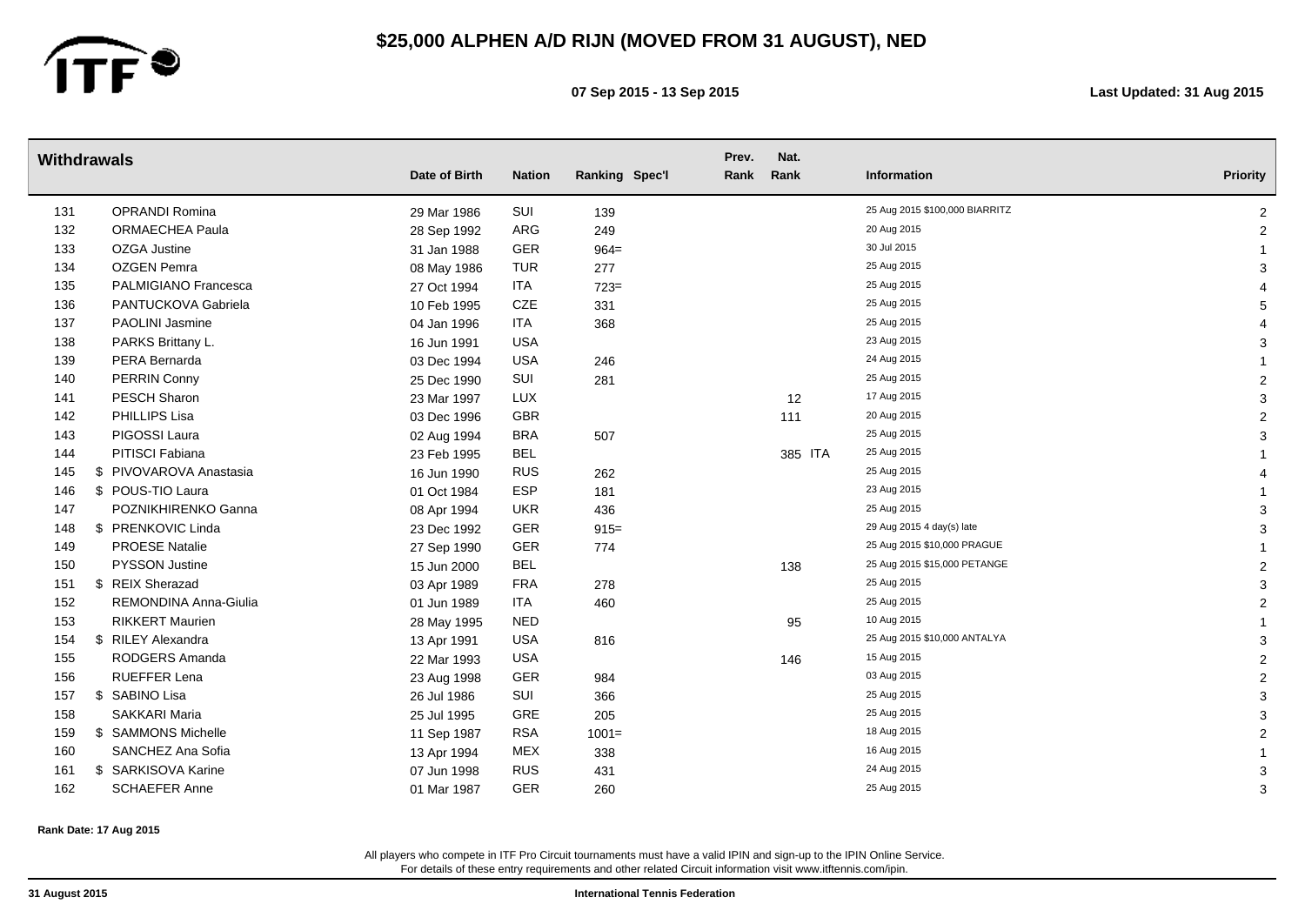# $25,000 ALPHEN A/D RIJN (MOVED FROM 31 AUGUST), NED

**07 Sep 2015 - 13 Sep 2015**

**Last Updated: 31 Aug 2015**

## Withdrawals

| # | | Name | Date of Birth | Nation | Ranking | Spec'l | Prev. Rank | Nat. Rank | Information | Priority |
|---|---|---|---|---|---|---|---|---|---|---|
| 131 | | OPRANDI Romina | 29 Mar 1986 | SUI | 139 | | | | 25 Aug 2015 $100,000 BIARRITZ | 2 |
| 132 | | ORMAECHEA Paula | 28 Sep 1992 | ARG | 249 | | | | 20 Aug 2015 | 2 |
| 133 | | OZGA Justine | 31 Jan 1988 | GER | 964= | | | | 30 Jul 2015 | 1 |
| 134 | | OZGEN Pemra | 08 May 1986 | TUR | 277 | | | | 25 Aug 2015 | 3 |
| 135 | | PALMIGIANO Francesca | 27 Oct 1994 | ITA | 723= | | | | 25 Aug 2015 | 4 |
| 136 | | PANTUCKOVA Gabriela | 10 Feb 1995 | CZE | 331 | | | | 25 Aug 2015 | 5 |
| 137 | | PAOLINI Jasmine | 04 Jan 1996 | ITA | 368 | | | | 25 Aug 2015 | 4 |
| 138 | | PARKS Brittany L. | 16 Jun 1991 | USA | | | | | 23 Aug 2015 | 3 |
| 139 | | PERA Bernarda | 03 Dec 1994 | USA | 246 | | | | 24 Aug 2015 | 1 |
| 140 | | PERRIN Conny | 25 Dec 1990 | SUI | 281 | | | | 25 Aug 2015 | 2 |
| 141 | | PESCH Sharon | 23 Mar 1997 | LUX | | | | 12 | 17 Aug 2015 | 3 |
| 142 | | PHILLIPS Lisa | 03 Dec 1996 | GBR | | | | 111 | 20 Aug 2015 | 2 |
| 143 | | PIGOSSI Laura | 02 Aug 1994 | BRA | 507 | | | | 25 Aug 2015 | 3 |
| 144 | | PITISCI Fabiana | 23 Feb 1995 | BEL | | | | 385 ITA | 25 Aug 2015 | 1 |
| 145 | $ | PIVOVAROVA Anastasia | 16 Jun 1990 | RUS | 262 | | | | 25 Aug 2015 | 4 |
| 146 | $ | POUS-TIO Laura | 01 Oct 1984 | ESP | 181 | | | | 23 Aug 2015 | 1 |
| 147 | | POZNIKHIRENKO Ganna | 08 Apr 1994 | UKR | 436 | | | | 25 Aug 2015 | 3 |
| 148 | $ | PRENKOVIC Linda | 23 Dec 1992 | GER | 915= | | | | 29 Aug 2015 4 day(s) late | 3 |
| 149 | | PROESE Natalie | 27 Sep 1990 | GER | 774 | | | | 25 Aug 2015 $10,000 PRAGUE | 1 |
| 150 | | PYSSON Justine | 15 Jun 2000 | BEL | | | | 138 | 25 Aug 2015 $15,000 PETANGE | 2 |
| 151 | $ | REIX Sherazad | 03 Apr 1989 | FRA | 278 | | | | 25 Aug 2015 | 3 |
| 152 | | REMONDINA Anna-Giulia | 01 Jun 1989 | ITA | 460 | | | | 25 Aug 2015 | 2 |
| 153 | | RIKKERT Maurien | 28 May 1995 | NED | | | | 95 | 10 Aug 2015 | 1 |
| 154 | $ | RILEY Alexandra | 13 Apr 1991 | USA | 816 | | | | 25 Aug 2015 $10,000 ANTALYA | 3 |
| 155 | | RODGERS Amanda | 22 Mar 1993 | USA | | | | 146 | 15 Aug 2015 | 2 |
| 156 | | RUEFFER Lena | 23 Aug 1998 | GER | 984 | | | | 03 Aug 2015 | 2 |
| 157 | $ | SABINO Lisa | 26 Jul 1986 | SUI | 366 | | | | 25 Aug 2015 | 3 |
| 158 | | SAKKARI Maria | 25 Jul 1995 | GRE | 205 | | | | 25 Aug 2015 | 3 |
| 159 | $ | SAMMONS Michelle | 11 Sep 1987 | RSA | 1001= | | | | 18 Aug 2015 | 2 |
| 160 | | SANCHEZ Ana Sofia | 13 Apr 1994 | MEX | 338 | | | | 16 Aug 2015 | 1 |
| 161 | $ | SARKISOVA Karine | 07 Jun 1998 | RUS | 431 | | | | 24 Aug 2015 | 3 |
| 162 | | SCHAEFER Anne | 01 Mar 1987 | GER | 260 | | | | 25 Aug 2015 | 3 |

**Rank Date: 17 Aug 2015**

All players who compete in ITF Pro Circuit tournaments must have a valid IPIN and sign-up to the IPIN Online Service.
For details of these entry requirements and other related Circuit information visit www.itftennis.com/ipin.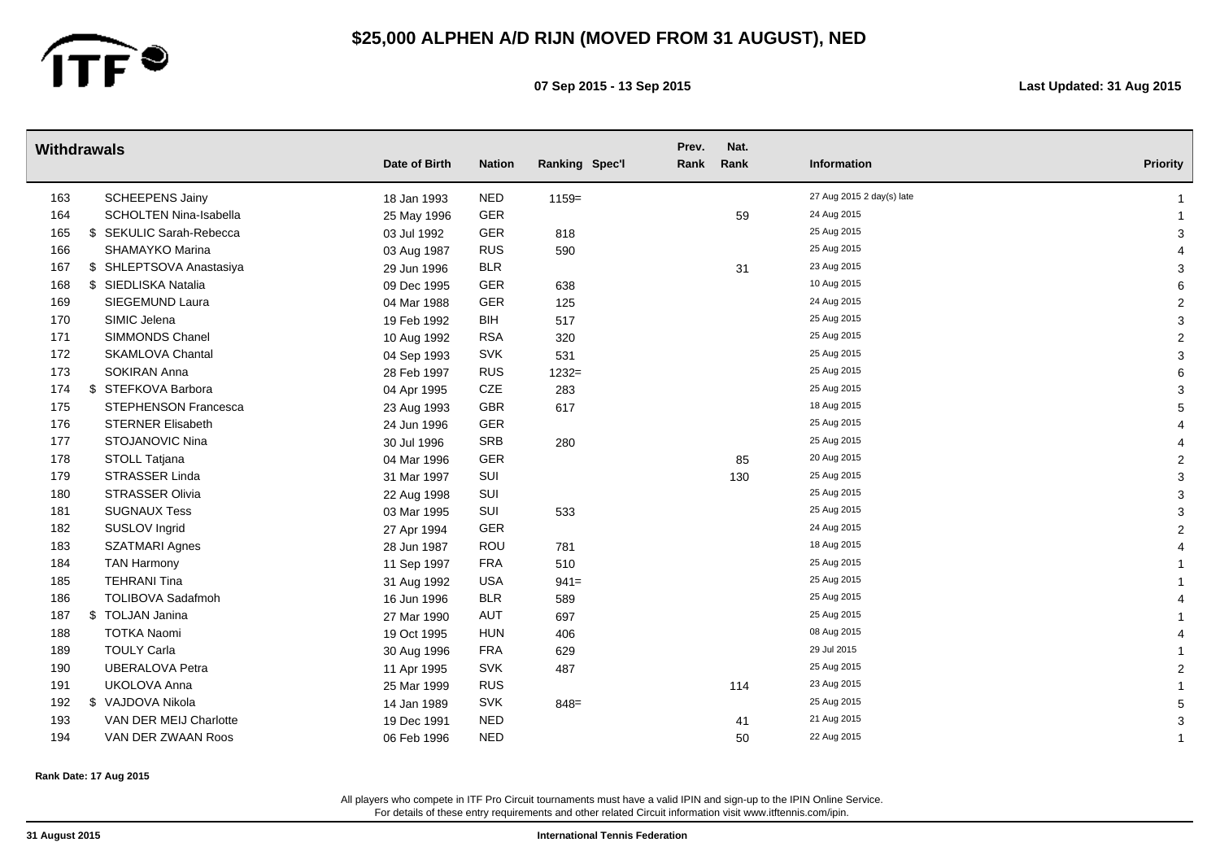# $25,000 ALPHEN A/D RIJN (MOVED FROM 31 AUGUST), NED

**07 Sep 2015 - 13 Sep 2015**

**Last Updated: 31 Aug 2015**

## Withdrawals

| # | | Name | Date of Birth | Nation | Ranking | Spec'l | Prev. Rank | Nat. Rank | Information | Priority |
|---|---|---|---|---|---|---|---|---|---|---|
| 163 | | SCHEEPENS Jainy | 18 Jan 1993 | NED | 1159= | | | | 27 Aug 2015 2 day(s) late | 1 |
| 164 | | SCHOLTEN Nina-Isabella | 25 May 1996 | GER | | | | 59 | 24 Aug 2015 | 1 |
| 165 | $ | SEKULIC Sarah-Rebecca | 03 Jul 1992 | GER | 818 | | | | 25 Aug 2015 | 3 |
| 166 | | SHAMAYKO Marina | 03 Aug 1987 | RUS | 590 | | | | 25 Aug 2015 | 4 |
| 167 | $ | SHLEPTSOVA Anastasiya | 29 Jun 1996 | BLR | | | | 31 | 23 Aug 2015 | 3 |
| 168 | $ | SIEDLISKA Natalia | 09 Dec 1995 | GER | 638 | | | | 10 Aug 2015 | 6 |
| 169 | | SIEGEMUND Laura | 04 Mar 1988 | GER | 125 | | | | 24 Aug 2015 | 2 |
| 170 | | SIMIC Jelena | 19 Feb 1992 | BIH | 517 | | | | 25 Aug 2015 | 3 |
| 171 | | SIMMONDS Chanel | 10 Aug 1992 | RSA | 320 | | | | 25 Aug 2015 | 2 |
| 172 | | SKAMLOVA Chantal | 04 Sep 1993 | SVK | 531 | | | | 25 Aug 2015 | 3 |
| 173 | | SOKIRAN Anna | 28 Feb 1997 | RUS | 1232= | | | | 25 Aug 2015 | 6 |
| 174 | $ | STEFKOVA Barbora | 04 Apr 1995 | CZE | 283 | | | | 25 Aug 2015 | 3 |
| 175 | | STEPHENSON Francesca | 23 Aug 1993 | GBR | 617 | | | | 18 Aug 2015 | 5 |
| 176 | | STERNER Elisabeth | 24 Jun 1996 | GER | | | | | 25 Aug 2015 | 4 |
| 177 | | STOJANOVIC Nina | 30 Jul 1996 | SRB | 280 | | | | 25 Aug 2015 | 4 |
| 178 | | STOLL Tatjana | 04 Mar 1996 | GER | | | | 85 | 20 Aug 2015 | 2 |
| 179 | | STRASSER Linda | 31 Mar 1997 | SUI | | | | 130 | 25 Aug 2015 | 3 |
| 180 | | STRASSER Olivia | 22 Aug 1998 | SUI | | | | | 25 Aug 2015 | 3 |
| 181 | | SUGNAUX Tess | 03 Mar 1995 | SUI | 533 | | | | 25 Aug 2015 | 3 |
| 182 | | SUSLOV Ingrid | 27 Apr 1994 | GER | | | | | 24 Aug 2015 | 2 |
| 183 | | SZATMARI Agnes | 28 Jun 1987 | ROU | 781 | | | | 18 Aug 2015 | 4 |
| 184 | | TAN Harmony | 11 Sep 1997 | FRA | 510 | | | | 25 Aug 2015 | 1 |
| 185 | | TEHRANI Tina | 31 Aug 1992 | USA | 941= | | | | 25 Aug 2015 | 1 |
| 186 | | TOLIBOVA Sadafmoh | 16 Jun 1996 | BLR | 589 | | | | 25 Aug 2015 | 4 |
| 187 | $ | TOLJAN Janina | 27 Mar 1990 | AUT | 697 | | | | 25 Aug 2015 | 1 |
| 188 | | TOTKA Naomi | 19 Oct 1995 | HUN | 406 | | | | 08 Aug 2015 | 4 |
| 189 | | TOULY Carla | 30 Aug 1996 | FRA | 629 | | | | 29 Jul 2015 | 1 |
| 190 | | UBERALOVA Petra | 11 Apr 1995 | SVK | 487 | | | | 25 Aug 2015 | 2 |
| 191 | | UKOLOVA Anna | 25 Mar 1999 | RUS | | | | 114 | 23 Aug 2015 | 1 |
| 192 | $ | VAJDOVA Nikola | 14 Jan 1989 | SVK | 848= | | | | 25 Aug 2015 | 5 |
| 193 | | VAN DER MEIJ Charlotte | 19 Dec 1991 | NED | | | | 41 | 21 Aug 2015 | 3 |
| 194 | | VAN DER ZWAAN Roos | 06 Feb 1996 | NED | | | | 50 | 22 Aug 2015 | 1 |

**Rank Date: 17 Aug 2015**

All players who compete in ITF Pro Circuit tournaments must have a valid IPIN and sign-up to the IPIN Online Service.
For details of these entry requirements and other related Circuit information visit www.itftennis.com/ipin.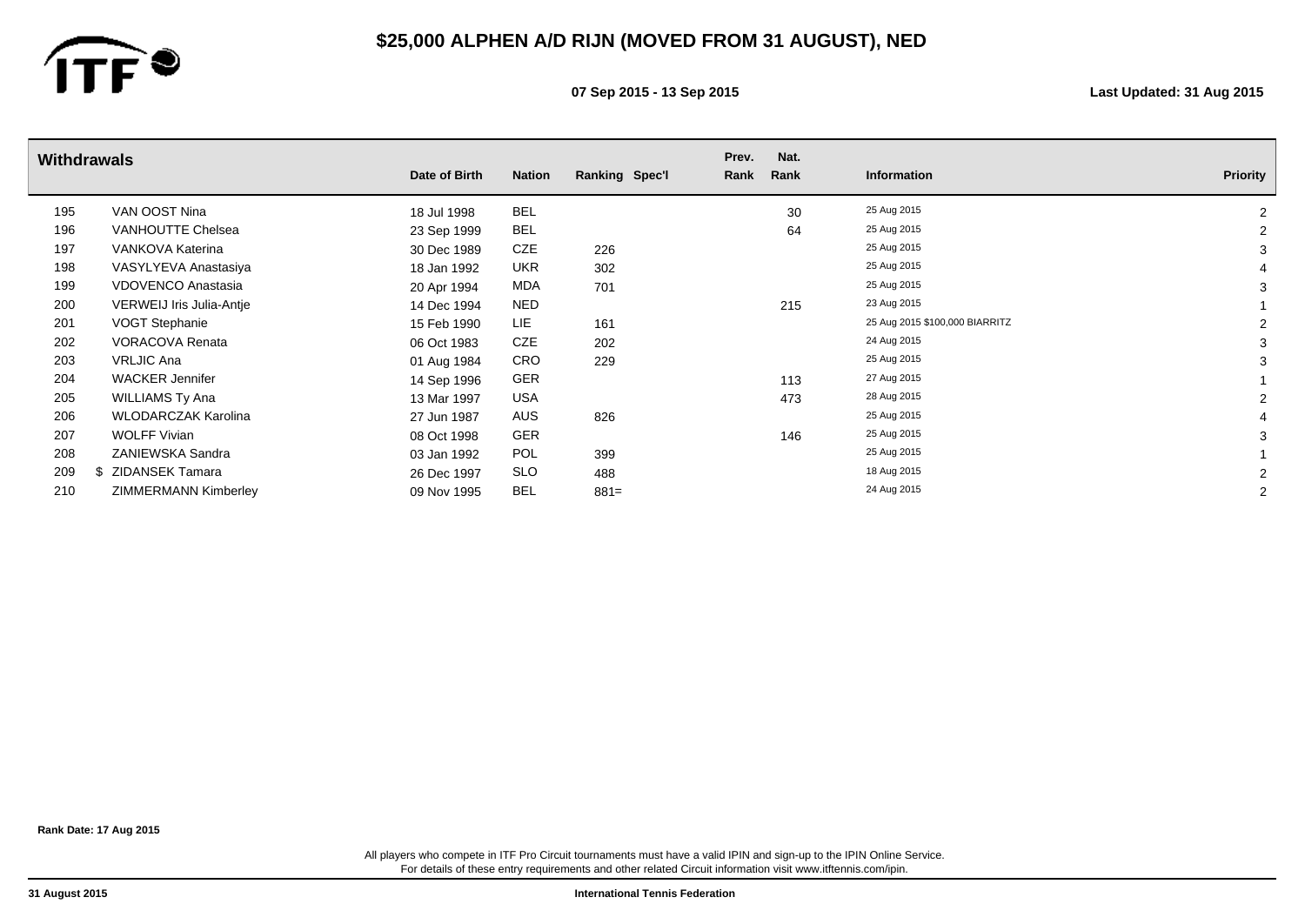# $25,000 ALPHEN A/D RIJN (MOVED FROM 31 AUGUST), NED

**07 Sep 2015 - 13 Sep 2015**

**Last Updated: 31 Aug 2015**

## Withdrawals

| | | Date of Birth | Nation | Ranking | Spec'l | Prev. Rank | Nat. Rank | Information | Priority |
|---|---|---|---|---|---|---|---|---|---|
| 195 | VAN OOST Nina | 18 Jul 1998 | BEL | | | | 30 | 25 Aug 2015 | 2 |
| 196 | VANHOUTTE Chelsea | 23 Sep 1999 | BEL | | | | 64 | 25 Aug 2015 | 2 |
| 197 | VANKOVA Katerina | 30 Dec 1989 | CZE | 226 | | | | 25 Aug 2015 | 3 |
| 198 | VASYLYEVA Anastasiya | 18 Jan 1992 | UKR | 302 | | | | 25 Aug 2015 | 4 |
| 199 | VDOVENCO Anastasia | 20 Apr 1994 | MDA | 701 | | | | 25 Aug 2015 | 3 |
| 200 | VERWEIJ Iris Julia-Antje | 14 Dec 1994 | NED | | | | 215 | 23 Aug 2015 | 1 |
| 201 | VOGT Stephanie | 15 Feb 1990 | LIE | 161 | | | | 25 Aug 2015 $100,000 BIARRITZ | 2 |
| 202 | VORACOVA Renata | 06 Oct 1983 | CZE | 202 | | | | 24 Aug 2015 | 3 |
| 203 | VRLJIC Ana | 01 Aug 1984 | CRO | 229 | | | | 25 Aug 2015 | 3 |
| 204 | WACKER Jennifer | 14 Sep 1996 | GER | | | | 113 | 27 Aug 2015 | 1 |
| 205 | WILLIAMS Ty Ana | 13 Mar 1997 | USA | | | | 473 | 28 Aug 2015 | 2 |
| 206 | WLODARCZAK Karolina | 27 Jun 1987 | AUS | 826 | | | | 25 Aug 2015 | 4 |
| 207 | WOLFF Vivian | 08 Oct 1998 | GER | | | | 146 | 25 Aug 2015 | 3 |
| 208 | ZANIEWSKA Sandra | 03 Jan 1992 | POL | 399 | | | | 25 Aug 2015 | 1 |
| 209 | $ ZIDANSEK Tamara | 26 Dec 1997 | SLO | 488 | | | | 18 Aug 2015 | 2 |
| 210 | ZIMMERMANN Kimberley | 09 Nov 1995 | BEL | 881= | | | | 24 Aug 2015 | 2 |

**Rank Date: 17 Aug 2015**

All players who compete in ITF Pro Circuit tournaments must have a valid IPIN and sign-up to the IPIN Online Service.
For details of these entry requirements and other related Circuit information visit www.itftennis.com/ipin.